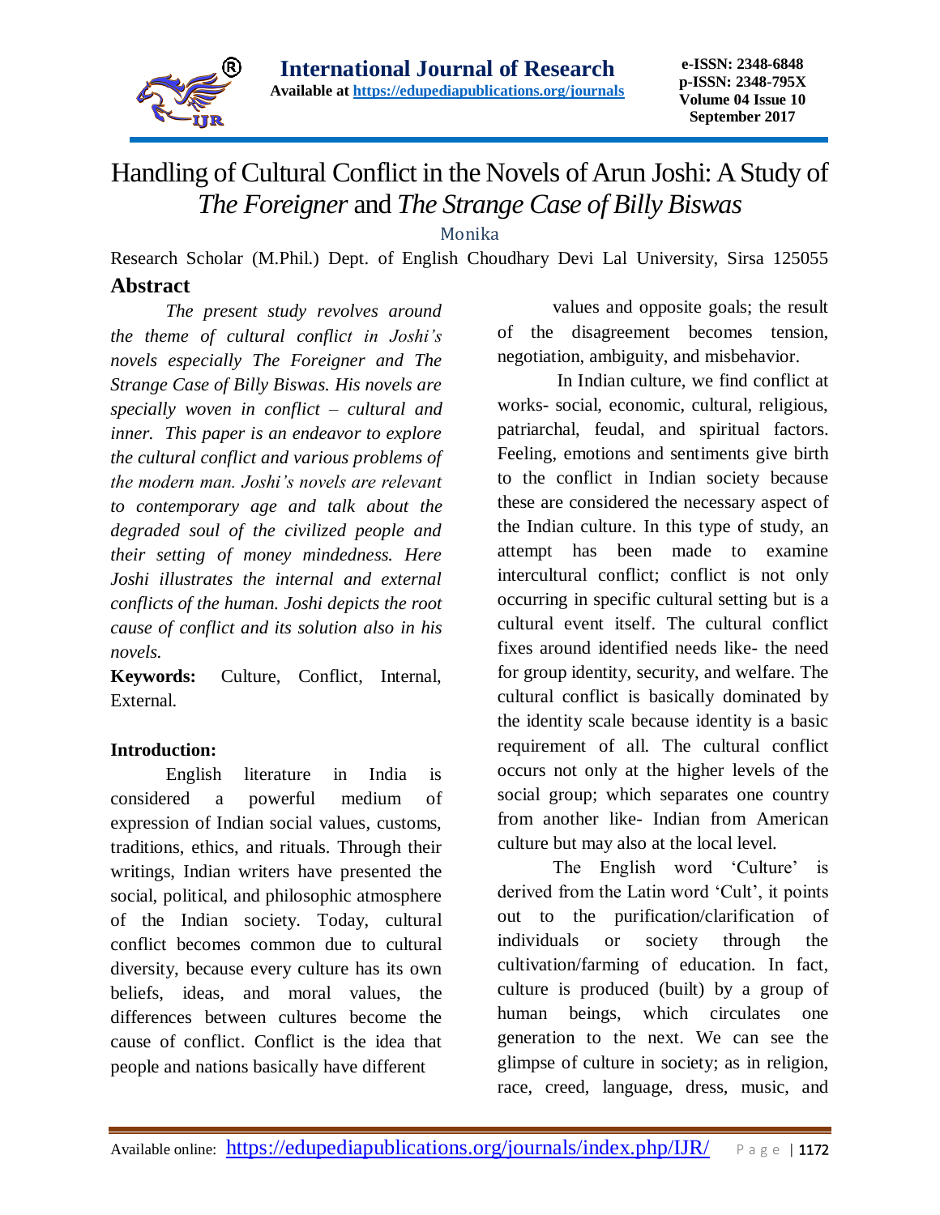# Handling of Cultural Conflict in the Novels of Arun Joshi: A Study of *The Foreigner* and *The Strange Case of Billy Biswas*

Monika

Research Scholar (M.Phil.) Dept. of English Choudhary Devi Lal University, Sirsa 125055

## Abstract

*The present study revolves around the theme of cultural conflict in Joshi's novels especially The Foreigner and The Strange Case of Billy Biswas. His novels are specially woven in conflict – cultural and inner. This paper is an endeavor to explore the cultural conflict and various problems of the modern man. Joshi's novels are relevant to contemporary age and talk about the degraded soul of the civilized people and their setting of money mindedness. Here Joshi illustrates the internal and external conflicts of the human. Joshi depicts the root cause of conflict and its solution also in his novels.*

**Keywords:** Culture, Conflict, Internal, External.

**Introduction:**

English literature in India is considered a powerful medium of expression of Indian social values, customs, traditions, ethics, and rituals. Through their writings, Indian writers have presented the social, political, and philosophic atmosphere of the Indian society. Today, cultural conflict becomes common due to cultural diversity, because every culture has its own beliefs, ideas, and moral values, the differences between cultures become the cause of conflict. Conflict is the idea that people and nations basically have different values and opposite goals; the result of the disagreement becomes tension, negotiation, ambiguity, and misbehavior.

In Indian culture, we find conflict at works- social, economic, cultural, religious, patriarchal, feudal, and spiritual factors. Feeling, emotions and sentiments give birth to the conflict in Indian society because these are considered the necessary aspect of the Indian culture. In this type of study, an attempt has been made to examine intercultural conflict; conflict is not only occurring in specific cultural setting but is a cultural event itself. The cultural conflict fixes around identified needs like- the need for group identity, security, and welfare. The cultural conflict is basically dominated by the identity scale because identity is a basic requirement of all. The cultural conflict occurs not only at the higher levels of the social group; which separates one country from another like- Indian from American culture but may also at the local level.

The English word 'Culture' is derived from the Latin word 'Cult', it points out to the purification/clarification of individuals or society through the cultivation/farming of education. In fact, culture is produced (built) by a group of human beings, which circulates one generation to the next. We can see the glimpse of culture in society; as in religion, race, creed, language, dress, music, and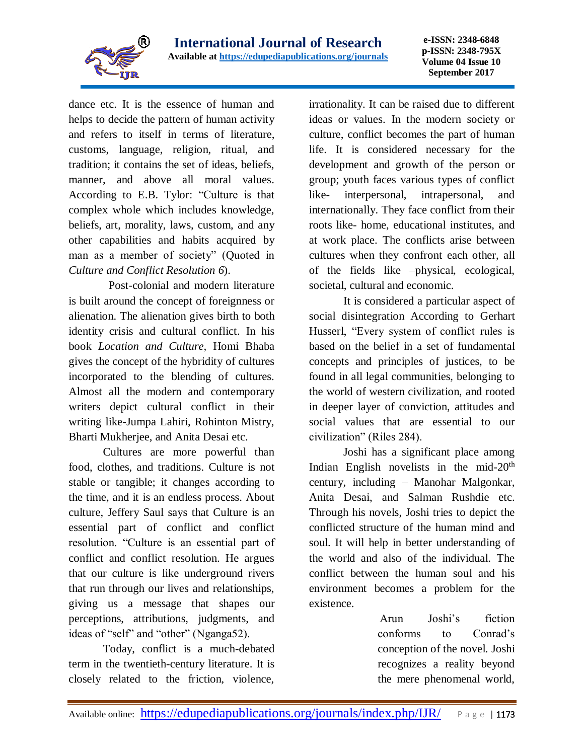dance etc. It is the essence of human and helps to decide the pattern of human activity and refers to itself in terms of literature, customs, language, religion, ritual, and tradition; it contains the set of ideas, beliefs, manner, and above all moral values. According to E.B. Tylor: "Culture is that complex whole which includes knowledge, beliefs, art, morality, laws, custom, and any other capabilities and habits acquired by man as a member of society" (Quoted in *Culture and Conflict Resolution 6*).

Post-colonial and modern literature is built around the concept of foreignness or alienation. The alienation gives birth to both identity crisis and cultural conflict. In his book *Location and Culture*, Homi Bhaba gives the concept of the hybridity of cultures incorporated to the blending of cultures. Almost all the modern and contemporary writers depict cultural conflict in their writing like-Jumpa Lahiri, Rohinton Mistry, Bharti Mukherjee, and Anita Desai etc.

Cultures are more powerful than food, clothes, and traditions. Culture is not stable or tangible; it changes according to the time, and it is an endless process. About culture, Jeffery Saul says that Culture is an essential part of conflict and conflict resolution. "Culture is an essential part of conflict and conflict resolution. He argues that our culture is like underground rivers that run through our lives and relationships, giving us a message that shapes our perceptions, attributions, judgments, and ideas of "self" and "other" (Nganga52).

Today, conflict is a much-debated term in the twentieth-century literature. It is closely related to the friction, violence, irrationality. It can be raised due to different ideas or values. In the modern society or culture, conflict becomes the part of human life. It is considered necessary for the development and growth of the person or group; youth faces various types of conflict like- interpersonal, intrapersonal, and internationally. They face conflict from their roots like- home, educational institutes, and at work place. The conflicts arise between cultures when they confront each other, all of the fields like –physical, ecological, societal, cultural and economic.

It is considered a particular aspect of social disintegration According to Gerhart Husserl, "Every system of conflict rules is based on the belief in a set of fundamental concepts and principles of justices, to be found in all legal communities, belonging to the world of western civilization, and rooted in deeper layer of conviction, attitudes and social values that are essential to our civilization" (Riles 284).

Joshi has a significant place among Indian English novelists in the mid-20th century, including – Manohar Malgonkar, Anita Desai, and Salman Rushdie etc. Through his novels, Joshi tries to depict the conflicted structure of the human mind and soul. It will help in better understanding of the world and also of the individual. The conflict between the human soul and his environment becomes a problem for the existence.

> Arun Joshi's fiction conforms to Conrad's conception of the novel. Joshi recognizes a reality beyond the mere phenomenal world,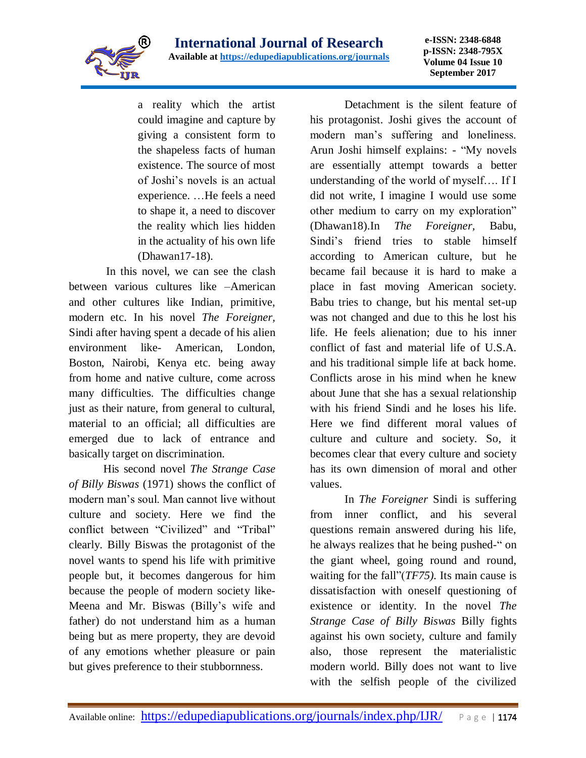> a reality which the artist could imagine and capture by giving a consistent form to the shapeless facts of human existence. The source of most of Joshi's novels is an actual experience. …He feels a need to shape it, a need to discover the reality which lies hidden in the actuality of his own life (Dhawan17-18).

In this novel, we can see the clash between various cultures like –American and other cultures like Indian, primitive, modern etc. In his novel *The Foreigner,* Sindi after having spent a decade of his alien environment like- American, London, Boston, Nairobi, Kenya etc. being away from home and native culture, come across many difficulties. The difficulties change just as their nature, from general to cultural, material to an official; all difficulties are emerged due to lack of entrance and basically target on discrimination.

His second novel *The Strange Case of Billy Biswas* (1971) shows the conflict of modern man's soul. Man cannot live without culture and society. Here we find the conflict between "Civilized" and "Tribal" clearly. Billy Biswas the protagonist of the novel wants to spend his life with primitive people but, it becomes dangerous for him because the people of modern society like- Meena and Mr. Biswas (Billy's wife and father) do not understand him as a human being but as mere property, they are devoid of any emotions whether pleasure or pain but gives preference to their stubbornness.

Detachment is the silent feature of his protagonist. Joshi gives the account of modern man's suffering and loneliness. Arun Joshi himself explains: - "My novels are essentially attempt towards a better understanding of the world of myself…. If I did not write, I imagine I would use some other medium to carry on my exploration" (Dhawan18).In *The Foreigner,* Babu, Sindi's friend tries to stable himself according to American culture, but he became fail because it is hard to make a place in fast moving American society. Babu tries to change, but his mental set-up was not changed and due to this he lost his life. He feels alienation; due to his inner conflict of fast and material life of U.S.A. and his traditional simple life at back home. Conflicts arose in his mind when he knew about June that she has a sexual relationship with his friend Sindi and he loses his life. Here we find different moral values of culture and culture and society. So, it becomes clear that every culture and society has its own dimension of moral and other values.

In *The Foreigner* Sindi is suffering from inner conflict, and his several questions remain answered during his life, he always realizes that he being pushed-" on the giant wheel, going round and round, waiting for the fall"(*TF75).* Its main cause is dissatisfaction with oneself questioning of existence or identity. In the novel *The Strange Case of Billy Biswas* Billy fights against his own society, culture and family also, those represent the materialistic modern world. Billy does not want to live with the selfish people of the civilized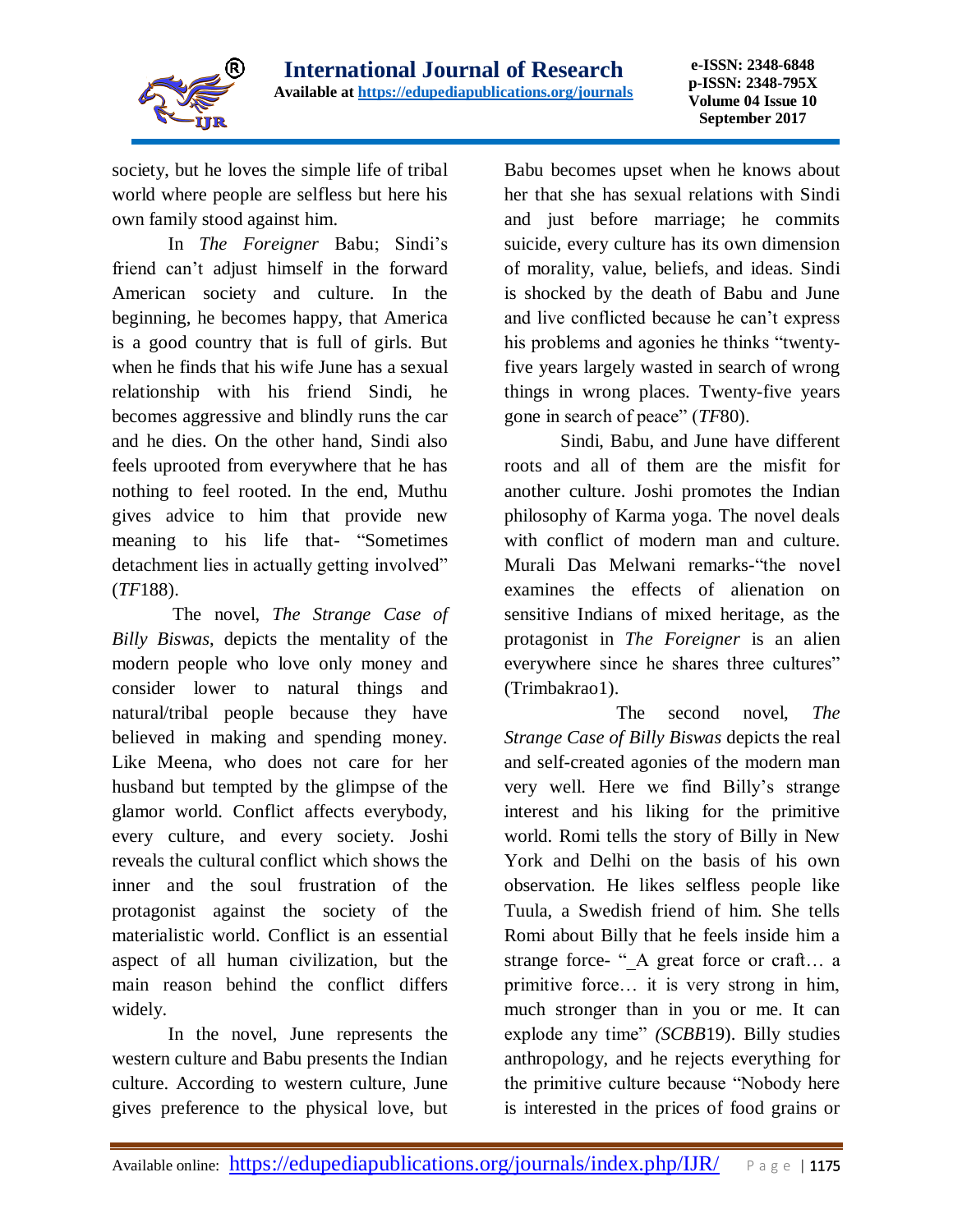society, but he loves the simple life of tribal world where people are selfless but here his own family stood against him.

In *The Foreigner* Babu; Sindi's friend can't adjust himself in the forward American society and culture. In the beginning, he becomes happy, that America is a good country that is full of girls. But when he finds that his wife June has a sexual relationship with his friend Sindi, he becomes aggressive and blindly runs the car and he dies. On the other hand, Sindi also feels uprooted from everywhere that he has nothing to feel rooted. In the end, Muthu gives advice to him that provide new meaning to his life that- "Sometimes detachment lies in actually getting involved" (*TF*188).

The novel, *The Strange Case of Billy Biswas*, depicts the mentality of the modern people who love only money and consider lower to natural things and natural/tribal people because they have believed in making and spending money. Like Meena, who does not care for her husband but tempted by the glimpse of the glamor world. Conflict affects everybody, every culture, and every society. Joshi reveals the cultural conflict which shows the inner and the soul frustration of the protagonist against the society of the materialistic world. Conflict is an essential aspect of all human civilization, but the main reason behind the conflict differs widely.

In the novel, June represents the western culture and Babu presents the Indian culture. According to western culture, June gives preference to the physical love, but Babu becomes upset when he knows about her that she has sexual relations with Sindi and just before marriage; he commits suicide, every culture has its own dimension of morality, value, beliefs, and ideas. Sindi is shocked by the death of Babu and June and live conflicted because he can't express his problems and agonies he thinks "twenty-five years largely wasted in search of wrong things in wrong places. Twenty-five years gone in search of peace" (*TF*80).

Sindi, Babu, and June have different roots and all of them are the misfit for another culture. Joshi promotes the Indian philosophy of Karma yoga. The novel deals with conflict of modern man and culture. Murali Das Melwani remarks-"the novel examines the effects of alienation on sensitive Indians of mixed heritage, as the protagonist in *The Foreigner* is an alien everywhere since he shares three cultures" (Trimbakrao1).

The second novel, *The Strange Case of Billy Biswas* depicts the real and self-created agonies of the modern man very well. Here we find Billy's strange interest and his liking for the primitive world. Romi tells the story of Billy in New York and Delhi on the basis of his own observation. He likes selfless people like Tuula, a Swedish friend of him. She tells Romi about Billy that he feels inside him a strange force- "_A great force or craft… a primitive force… it is very strong in him, much stronger than in you or me. It can explode any time" *(SCBB*19). Billy studies anthropology, and he rejects everything for the primitive culture because "Nobody here is interested in the prices of food grains or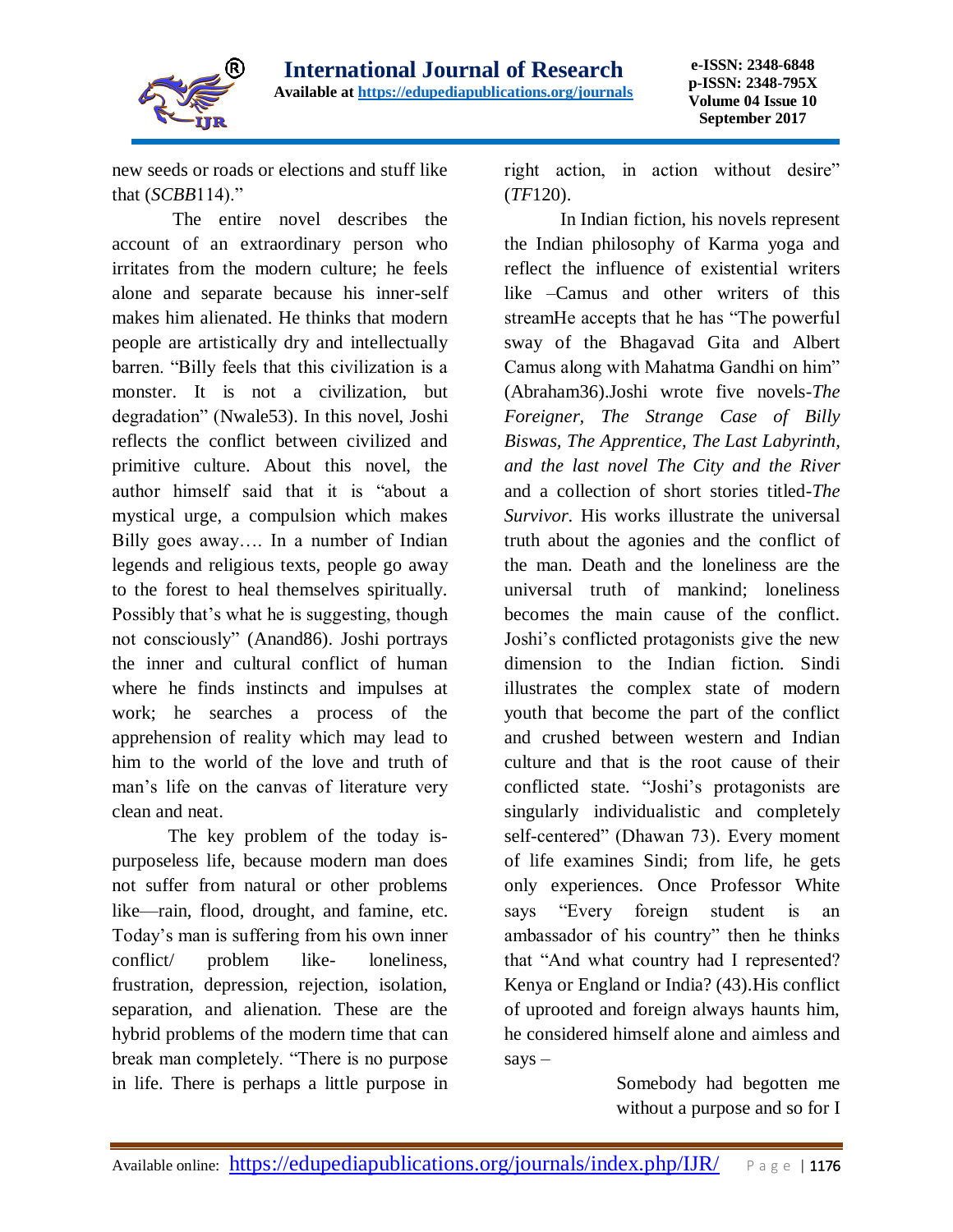new seeds or roads or elections and stuff like that (*SCBB*114)."

The entire novel describes the account of an extraordinary person who irritates from the modern culture; he feels alone and separate because his inner-self makes him alienated. He thinks that modern people are artistically dry and intellectually barren. "Billy feels that this civilization is a monster. It is not a civilization, but degradation" (Nwale53). In this novel, Joshi reflects the conflict between civilized and primitive culture. About this novel, the author himself said that it is "about a mystical urge, a compulsion which makes Billy goes away…. In a number of Indian legends and religious texts, people go away to the forest to heal themselves spiritually. Possibly that's what he is suggesting, though not consciously" (Anand86). Joshi portrays the inner and cultural conflict of human where he finds instincts and impulses at work; he searches a process of the apprehension of reality which may lead to him to the world of the love and truth of man's life on the canvas of literature very clean and neat.

The key problem of the today is- purposeless life, because modern man does not suffer from natural or other problems like—rain, flood, drought, and famine, etc. Today's man is suffering from his own inner conflict/ problem like- loneliness, frustration, depression, rejection, isolation, separation, and alienation. These are the hybrid problems of the modern time that can break man completely. "There is no purpose in life. There is perhaps a little purpose in right action, in action without desire" (*TF*120).

In Indian fiction, his novels represent the Indian philosophy of Karma yoga and reflect the influence of existential writers like –Camus and other writers of this streamHe accepts that he has "The powerful sway of the Bhagavad Gita and Albert Camus along with Mahatma Gandhi on him" (Abraham36).Joshi wrote five novels-*The Foreigner, The Strange Case of Billy Biswas, The Apprentice, The Last Labyrinth, and the last novel The City and the River* and a collection of short stories titled-*The Survivor*. His works illustrate the universal truth about the agonies and the conflict of the man. Death and the loneliness are the universal truth of mankind; loneliness becomes the main cause of the conflict. Joshi's conflicted protagonists give the new dimension to the Indian fiction. Sindi illustrates the complex state of modern youth that become the part of the conflict and crushed between western and Indian culture and that is the root cause of their conflicted state. "Joshi's protagonists are singularly individualistic and completely self-centered" (Dhawan 73). Every moment of life examines Sindi; from life, he gets only experiences. Once Professor White says "Every foreign student is an ambassador of his country" then he thinks that "And what country had I represented? Kenya or England or India? (43).His conflict of uprooted and foreign always haunts him, he considered himself alone and aimless and says –

> Somebody had begotten me without a purpose and so for I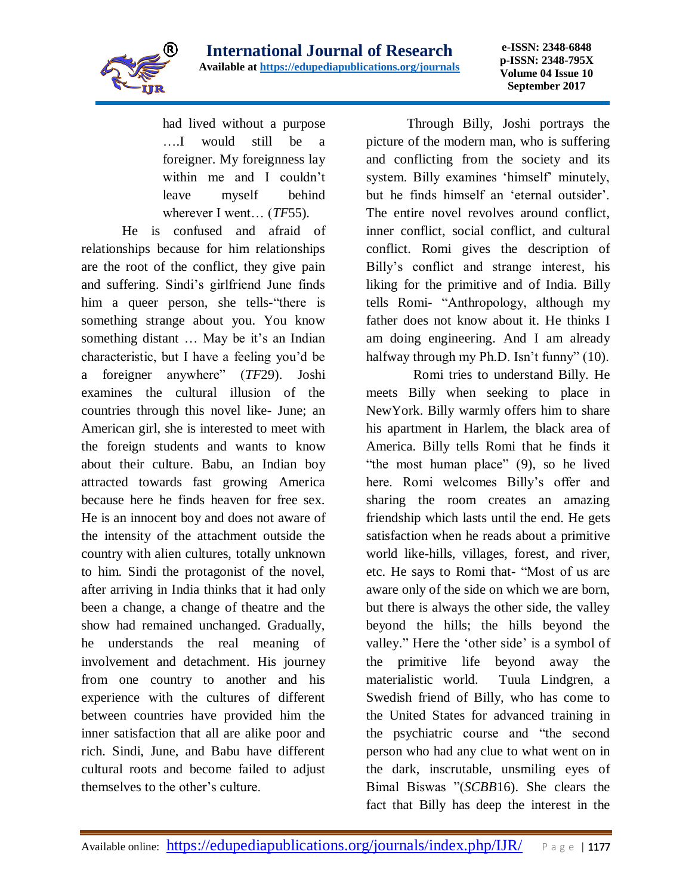> had lived without a purpose ….I would still be a foreigner. My foreignness lay within me and I couldn't leave myself behind wherever I went… (*TF*55).

He is confused and afraid of relationships because for him relationships are the root of the conflict, they give pain and suffering. Sindi's girlfriend June finds him a queer person, she tells-"there is something strange about you. You know something distant … May be it's an Indian characteristic, but I have a feeling you'd be a foreigner anywhere" (*TF*29). Joshi examines the cultural illusion of the countries through this novel like- June; an American girl, she is interested to meet with the foreign students and wants to know about their culture. Babu, an Indian boy attracted towards fast growing America because here he finds heaven for free sex. He is an innocent boy and does not aware of the intensity of the attachment outside the country with alien cultures, totally unknown to him. Sindi the protagonist of the novel, after arriving in India thinks that it had only been a change, a change of theatre and the show had remained unchanged. Gradually, he understands the real meaning of involvement and detachment. His journey from one country to another and his experience with the cultures of different between countries have provided him the inner satisfaction that all are alike poor and rich. Sindi, June, and Babu have different cultural roots and become failed to adjust themselves to the other's culture.

Through Billy, Joshi portrays the picture of the modern man, who is suffering and conflicting from the society and its system. Billy examines 'himself' minutely, but he finds himself an 'eternal outsider'. The entire novel revolves around conflict, inner conflict, social conflict, and cultural conflict. Romi gives the description of Billy's conflict and strange interest, his liking for the primitive and of India. Billy tells Romi- "Anthropology, although my father does not know about it. He thinks I am doing engineering. And I am already halfway through my Ph.D. Isn't funny" (10).

Romi tries to understand Billy. He meets Billy when seeking to place in NewYork. Billy warmly offers him to share his apartment in Harlem, the black area of America. Billy tells Romi that he finds it "the most human place" (9), so he lived here. Romi welcomes Billy's offer and sharing the room creates an amazing friendship which lasts until the end. He gets satisfaction when he reads about a primitive world like-hills, villages, forest, and river, etc. He says to Romi that- "Most of us are aware only of the side on which we are born, but there is always the other side, the valley beyond the hills; the hills beyond the valley." Here the 'other side' is a symbol of the primitive life beyond away the materialistic world. Tuula Lindgren, a Swedish friend of Billy, who has come to the United States for advanced training in the psychiatric course and "the second person who had any clue to what went on in the dark, inscrutable, unsmiling eyes of Bimal Biswas "(*SCBB*16). She clears the fact that Billy has deep the interest in the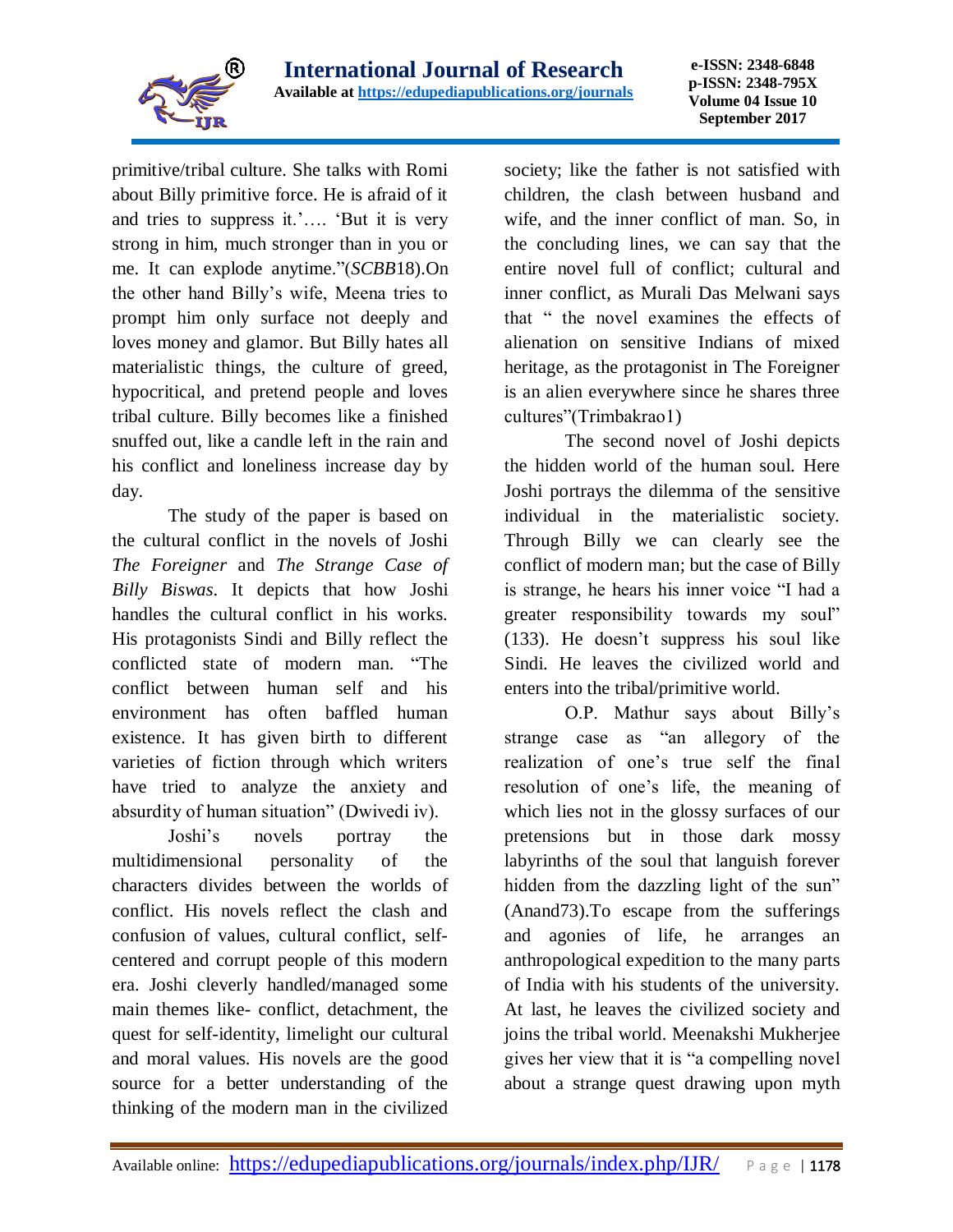primitive/tribal culture. She talks with Romi about Billy primitive force. He is afraid of it and tries to suppress it.'…. 'But it is very strong in him, much stronger than in you or me. It can explode anytime."(*SCBB*18).On the other hand Billy's wife, Meena tries to prompt him only surface not deeply and loves money and glamor. But Billy hates all materialistic things, the culture of greed, hypocritical, and pretend people and loves tribal culture. Billy becomes like a finished snuffed out, like a candle left in the rain and his conflict and loneliness increase day by day.

The study of the paper is based on the cultural conflict in the novels of Joshi *The Foreigner* and *The Strange Case of Billy Biswas*. It depicts that how Joshi handles the cultural conflict in his works. His protagonists Sindi and Billy reflect the conflicted state of modern man. "The conflict between human self and his environment has often baffled human existence. It has given birth to different varieties of fiction through which writers have tried to analyze the anxiety and absurdity of human situation" (Dwivedi iv).

Joshi's novels portray the multidimensional personality of the characters divides between the worlds of conflict. His novels reflect the clash and confusion of values, cultural conflict, self-centered and corrupt people of this modern era. Joshi cleverly handled/managed some main themes like- conflict, detachment, the quest for self-identity, limelight our cultural and moral values. His novels are the good source for a better understanding of the thinking of the modern man in the civilized society; like the father is not satisfied with children, the clash between husband and wife, and the inner conflict of man. So, in the concluding lines, we can say that the entire novel full of conflict; cultural and inner conflict, as Murali Das Melwani says that " the novel examines the effects of alienation on sensitive Indians of mixed heritage, as the protagonist in The Foreigner is an alien everywhere since he shares three cultures"(Trimbakrao1)

The second novel of Joshi depicts the hidden world of the human soul. Here Joshi portrays the dilemma of the sensitive individual in the materialistic society. Through Billy we can clearly see the conflict of modern man; but the case of Billy is strange, he hears his inner voice "I had a greater responsibility towards my soul" (133). He doesn't suppress his soul like Sindi. He leaves the civilized world and enters into the tribal/primitive world.

O.P. Mathur says about Billy's strange case as "an allegory of the realization of one's true self the final resolution of one's life, the meaning of which lies not in the glossy surfaces of our pretensions but in those dark mossy labyrinths of the soul that languish forever hidden from the dazzling light of the sun" (Anand73).To escape from the sufferings and agonies of life, he arranges an anthropological expedition to the many parts of India with his students of the university. At last, he leaves the civilized society and joins the tribal world. Meenakshi Mukherjee gives her view that it is "a compelling novel about a strange quest drawing upon myth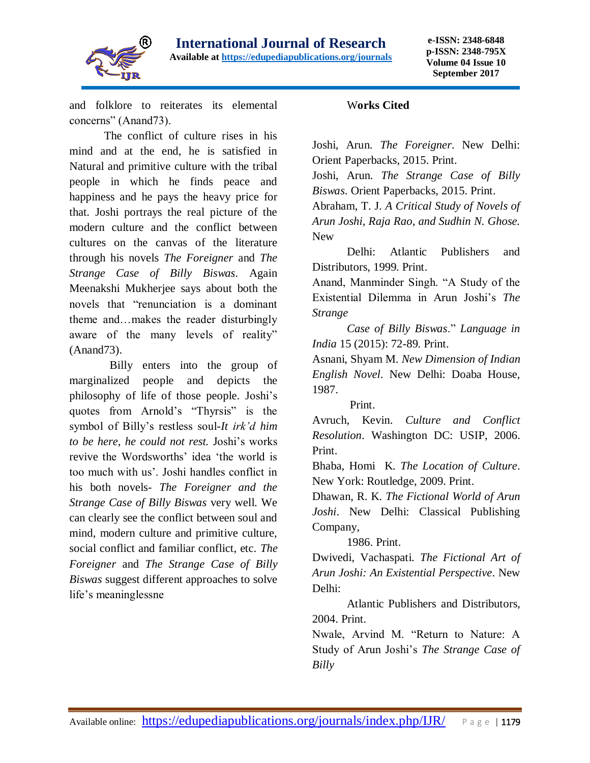and folklore to reiterates its elemental concerns" (Anand73).

The conflict of culture rises in his mind and at the end, he is satisfied in Natural and primitive culture with the tribal people in which he finds peace and happiness and he pays the heavy price for that. Joshi portrays the real picture of the modern culture and the conflict between cultures on the canvas of the literature through his novels *The Foreigner* and *The Strange Case of Billy Biswas*. Again Meenakshi Mukherjee says about both the novels that "renunciation is a dominant theme and…makes the reader disturbingly aware of the many levels of reality" (Anand73).

Billy enters into the group of marginalized people and depicts the philosophy of life of those people. Joshi's quotes from Arnold's "Thyrsis" is the symbol of Billy's restless soul-*It irk'd him to be here, he could not rest.* Joshi's works revive the Wordsworths' idea 'the world is too much with us'. Joshi handles conflict in his both novels- *The Foreigner and the Strange Case of Billy Biswas* very well. We can clearly see the conflict between soul and mind, modern culture and primitive culture, social conflict and familiar conflict, etc. *The Foreigner* and *The Strange Case of Billy Biswas* suggest different approaches to solve life's meaninglessne

## Works Cited

Joshi, Arun. *The Foreigner*. New Delhi: Orient Paperbacks, 2015. Print.

Joshi, Arun. *The Strange Case of Billy Biswas*. Orient Paperbacks, 2015. Print.

Abraham, T. J. *A Critical Study of Novels of Arun Joshi, Raja Rao, and Sudhin N. Ghose.* New Delhi: Atlantic Publishers and Distributors, 1999. Print.

Anand, Manminder Singh. "A Study of the Existential Dilemma in Arun Joshi's *The Strange Case of Billy Biswas*." *Language in India* 15 (2015): 72-89. Print.

Asnani, Shyam M. *New Dimension of Indian English Novel*. New Delhi: Doaba House, 1987. Print.

Avruch, Kevin. *Culture and Conflict Resolution*. Washington DC: USIP, 2006. Print.

Bhaba, Homi K. *The Location of Culture*. New York: Routledge, 2009. Print.

Dhawan, R. K. *The Fictional World of Arun Joshi*. New Delhi: Classical Publishing Company, 1986. Print.

Dwivedi, Vachaspati. *The Fictional Art of Arun Joshi: An Existential Perspective*. New Delhi: Atlantic Publishers and Distributors, 2004. Print.

Nwale, Arvind M. "Return to Nature: A Study of Arun Joshi's *The Strange Case of Billy*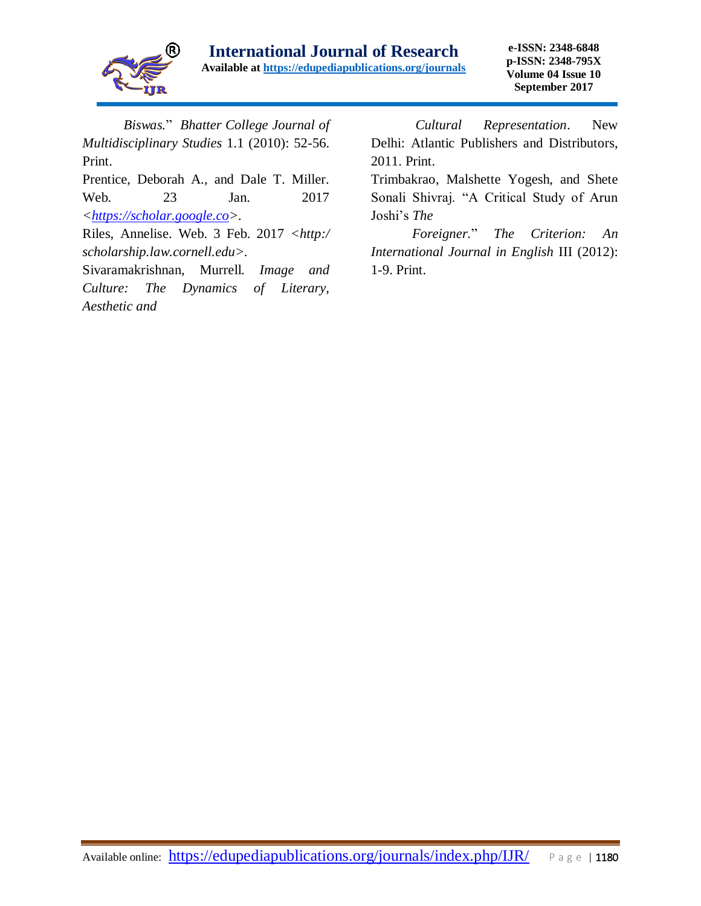*Biswas.*" *Bhatter College Journal of Multidisciplinary Studies* 1.1 (2010): 52-56. Print.

Prentice, Deborah A., and Dale T. Miller. Web. 23 Jan. 2017 <*https://scholar.google.co*>.

Riles, Annelise. Web. 3 Feb. 2017 <*http:/ scholarship.law.cornell.edu*>.

Sivaramakrishnan, Murrell. *Image and Culture: The Dynamics of Literary, Aesthetic and Cultural Representation*. New Delhi: Atlantic Publishers and Distributors, 2011. Print.

Trimbakrao, Malshette Yogesh, and Shete Sonali Shivraj. "A Critical Study of Arun Joshi's *The Foreigner.*" *The Criterion: An International Journal in English* III (2012): 1-9. Print.